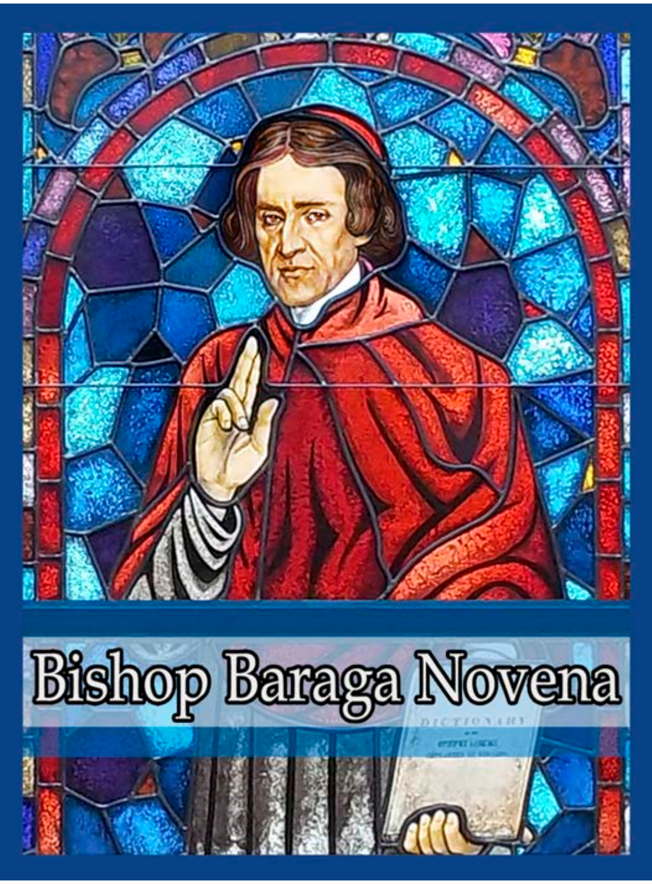# Bishop Baraga Novena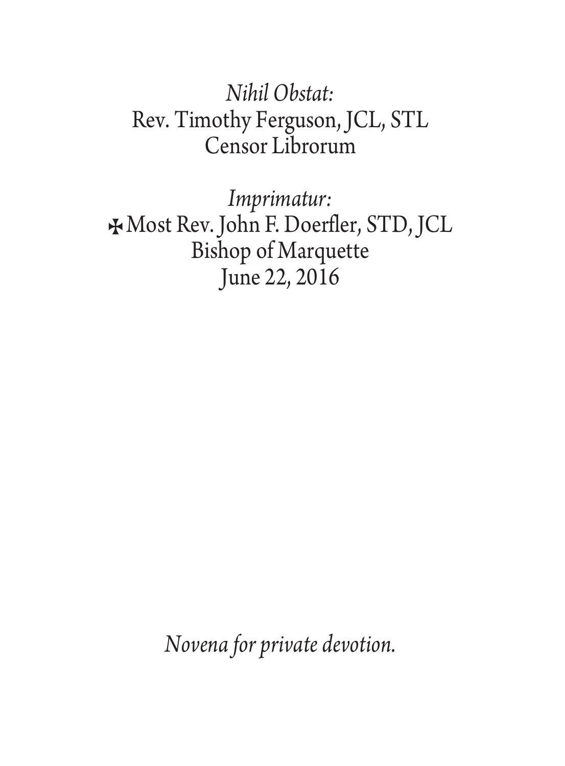*Nihil Obstat:*
Rev. Timothy Ferguson, JCL, STL
Censor Librorum

*Imprimatur:*
✠ Most Rev. John F. Doerfler, STD, JCL
Bishop of Marquette
June 22, 2016

*Novena for private devotion.*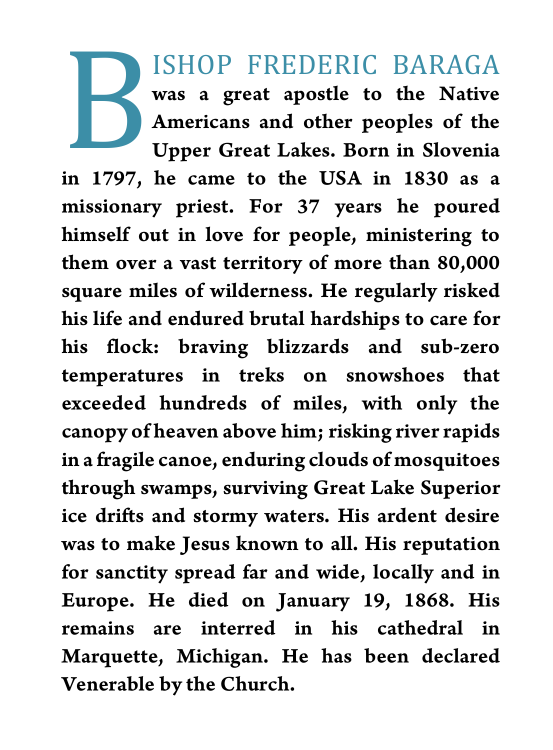BISHOP FREDERIC BARAGA **was a great apostle to the Native Americans and other peoples of the Upper Great Lakes. Born in Slovenia in 1797, he came to the USA in 1830 as a missionary priest. For 37 years he poured himself out in love for people, ministering to them over a vast territory of more than 80,000 square miles of wilderness. He regularly risked his life and endured brutal hardships to care for his flock: braving blizzards and sub-zero temperatures in treks on snowshoes that exceeded hundreds of miles, with only the canopy of heaven above him; risking river rapids in a fragile canoe, enduring clouds of mosquitoes through swamps, surviving Great Lake Superior ice drifts and stormy waters. His ardent desire was to make Jesus known to all. His reputation for sanctity spread far and wide, locally and in Europe. He died on January 19, 1868. His remains are interred in his cathedral in Marquette, Michigan. He has been declared Venerable by the Church.**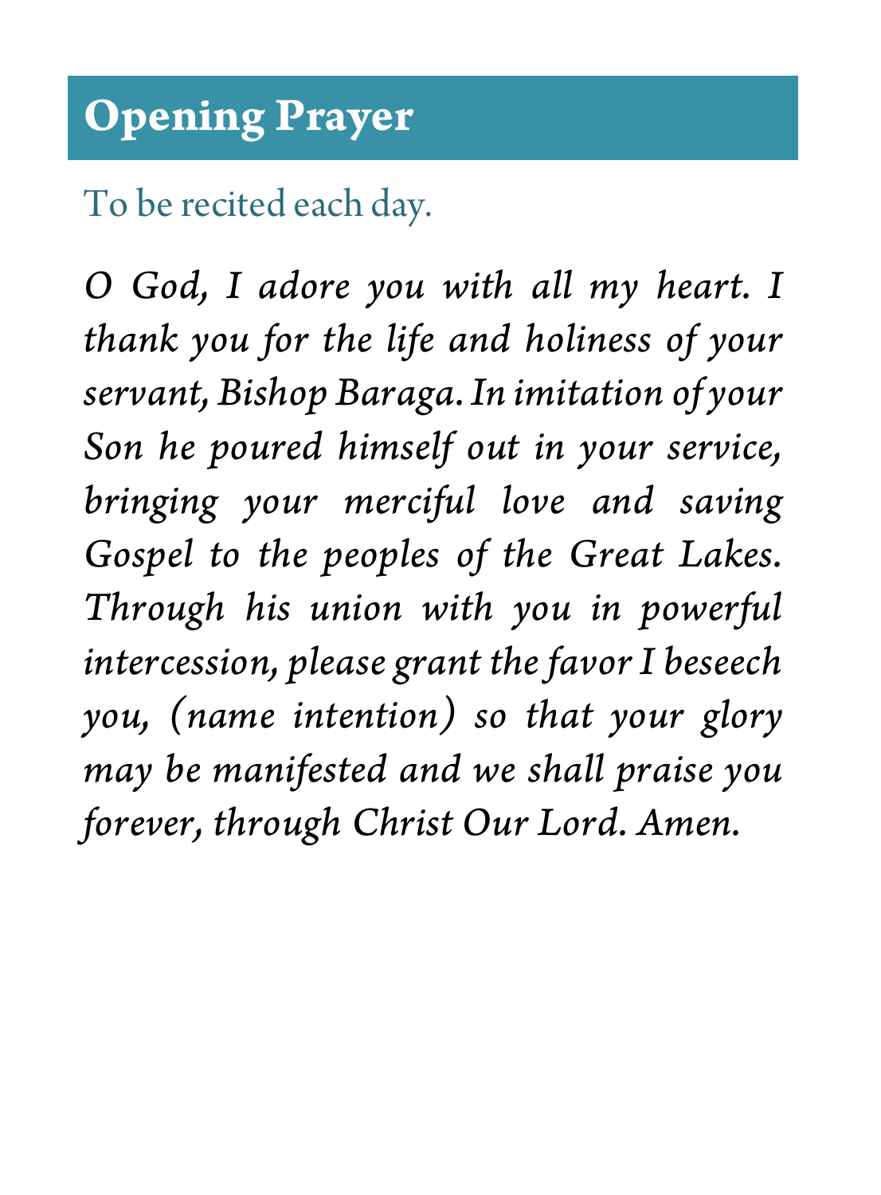## Opening Prayer

To be recited each day.

*O God, I adore you with all my heart. I thank you for the life and holiness of your servant, Bishop Baraga. In imitation of your Son he poured himself out in your service, bringing your merciful love and saving Gospel to the peoples of the Great Lakes. Through his union with you in powerful intercession, please grant the favor I beseech you, (name intention) so that your glory may be manifested and we shall praise you forever, through Christ Our Lord. Amen.*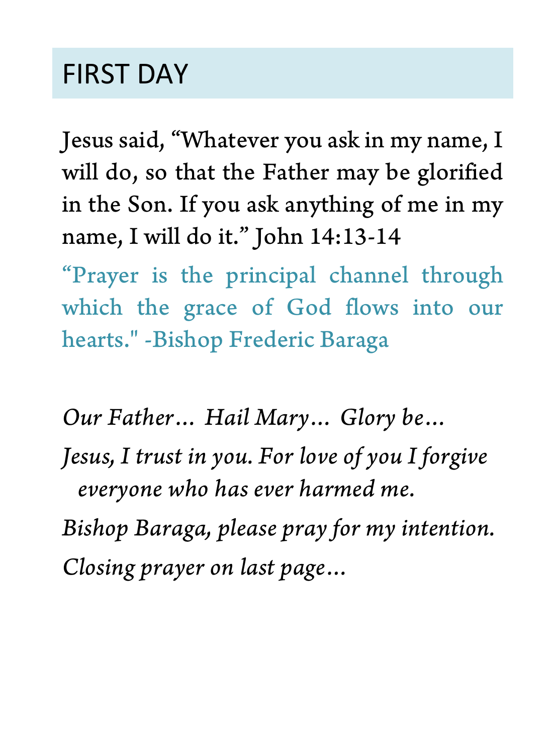# FIRST DAY

Jesus said, “Whatever you ask in my name, I will do, so that the Father may be glorified in the Son. If you ask anything of me in my name, I will do it.” John 14:13-14

“Prayer is the principal channel through which the grace of God flows into our hearts." -Bishop Frederic Baraga

*Our Father… Hail Mary… Glory be…*

*Jesus, I trust in you. For love of you I forgive everyone who has ever harmed me.*

*Bishop Baraga, please pray for my intention.*

*Closing prayer on last page…*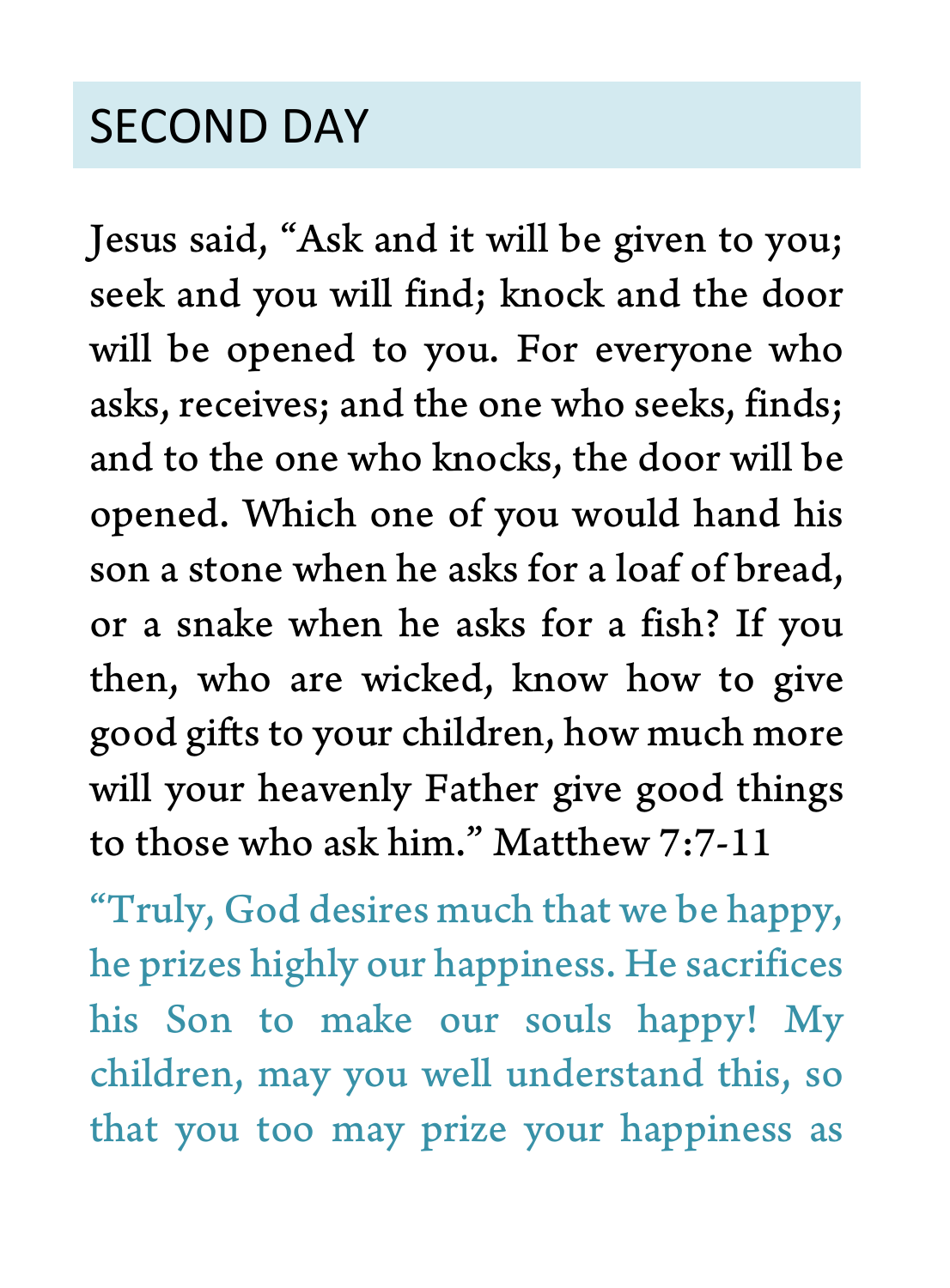## SECOND DAY

Jesus said, "Ask and it will be given to you; seek and you will find; knock and the door will be opened to you. For everyone who asks, receives; and the one who seeks, finds; and to the one who knocks, the door will be opened. Which one of you would hand his son a stone when he asks for a loaf of bread, or a snake when he asks for a fish? If you then, who are wicked, know how to give good gifts to your children, how much more will your heavenly Father give good things to those who ask him." Matthew 7:7-11

"Truly, God desires much that we be happy, he prizes highly our happiness. He sacrifices his Son to make our souls happy! My children, may you well understand this, so that you too may prize your happiness as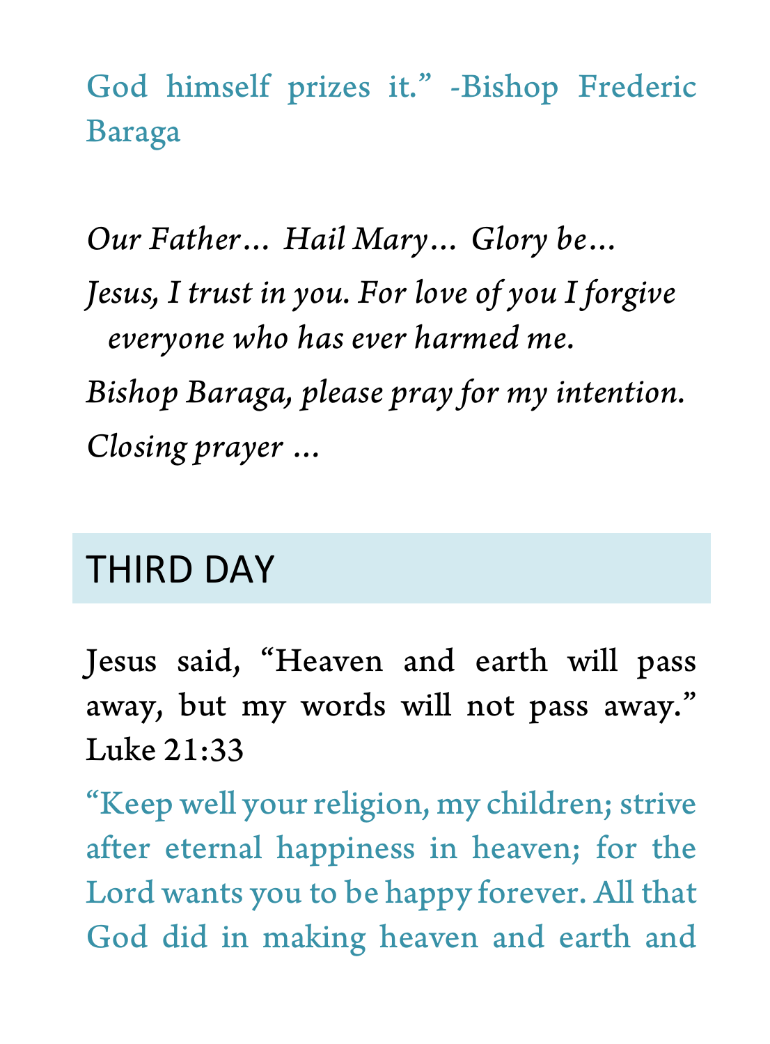God himself prizes it." -Bishop Frederic Baraga

*Our Father… Hail Mary… Glory be…*

*Jesus, I trust in you. For love of you I forgive everyone who has ever harmed me.*

*Bishop Baraga, please pray for my intention.*

*Closing prayer …*

## THIRD DAY

Jesus said, "Heaven and earth will pass away, but my words will not pass away." Luke 21:33

"Keep well your religion, my children; strive after eternal happiness in heaven; for the Lord wants you to be happy forever. All that God did in making heaven and earth and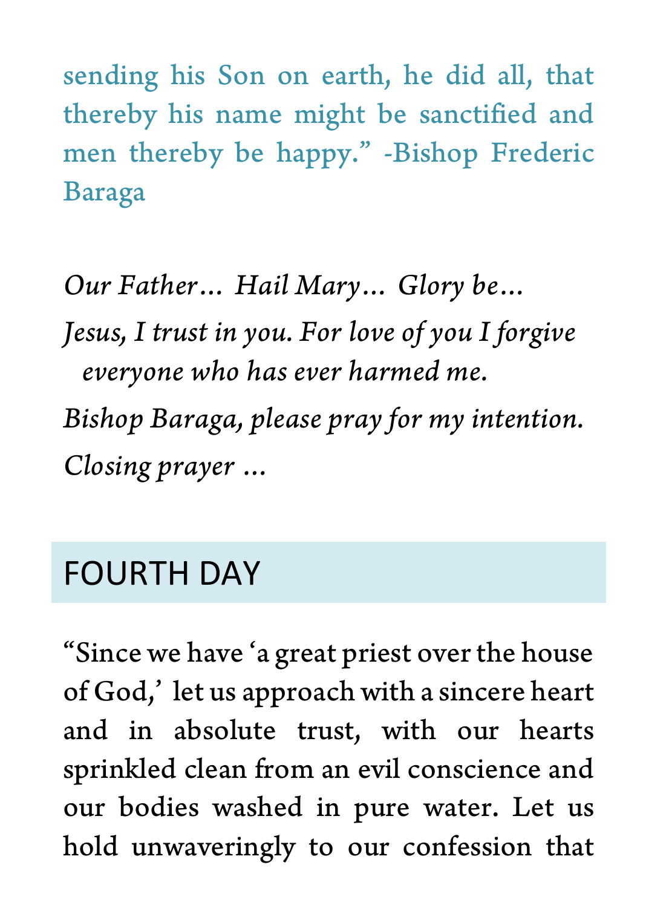sending his Son on earth, he did all, that thereby his name might be sanctified and men thereby be happy." -Bishop Frederic Baraga

*Our Father… Hail Mary… Glory be…*

*Jesus, I trust in you. For love of you I forgive everyone who has ever harmed me.*

*Bishop Baraga, please pray for my intention.*

*Closing prayer …*

## FOURTH DAY

"Since we have 'a great priest over the house of God,' let us approach with a sincere heart and in absolute trust, with our hearts sprinkled clean from an evil conscience and our bodies washed in pure water. Let us hold unwaveringly to our confession that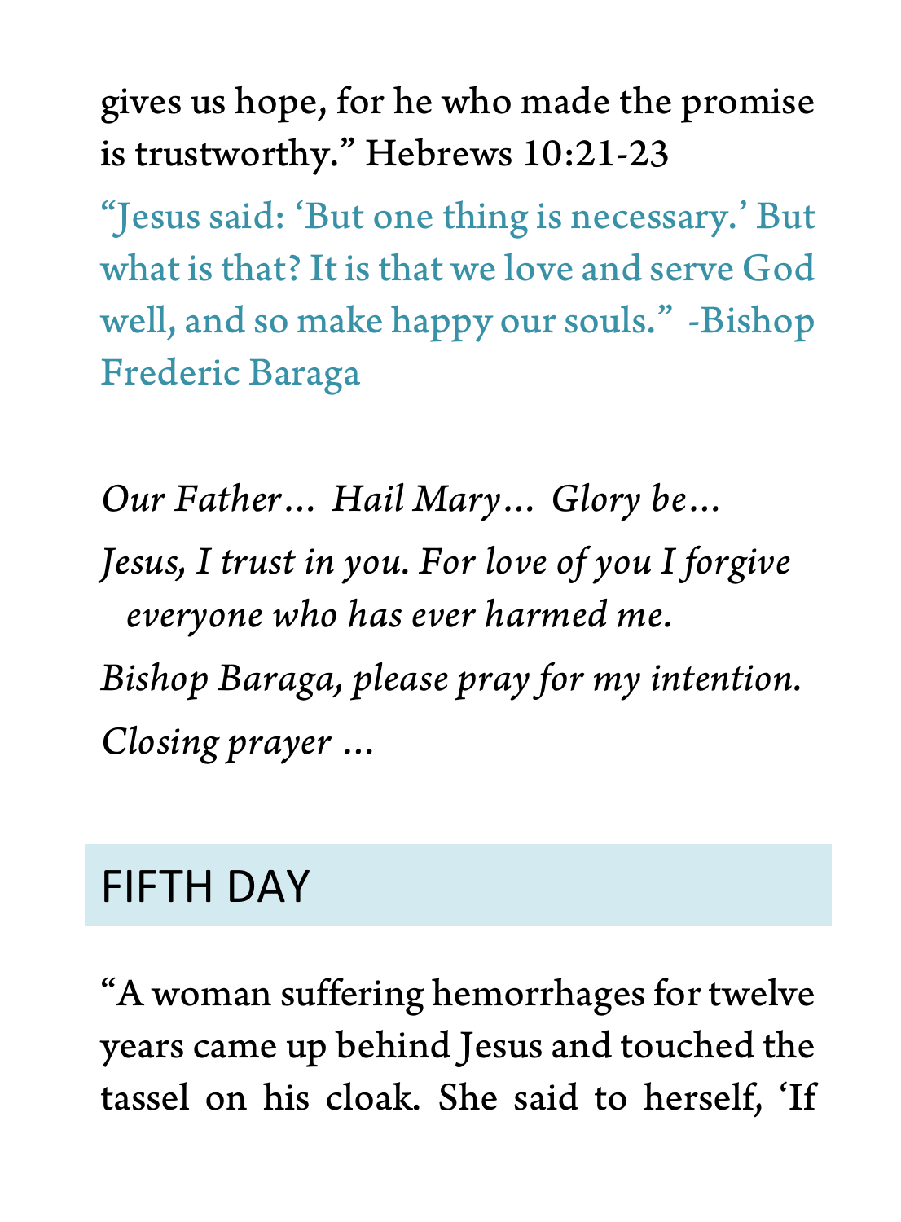gives us hope, for he who made the promise is trustworthy." Hebrews 10:21-23

"Jesus said: 'But one thing is necessary.' But what is that? It is that we love and serve God well, and so make happy our souls." -Bishop Frederic Baraga

*Our Father… Hail Mary… Glory be…*

*Jesus, I trust in you. For love of you I forgive everyone who has ever harmed me.*

*Bishop Baraga, please pray for my intention.*

*Closing prayer …*

## FIFTH DAY

"A woman suffering hemorrhages for twelve years came up behind Jesus and touched the tassel on his cloak. She said to herself, 'If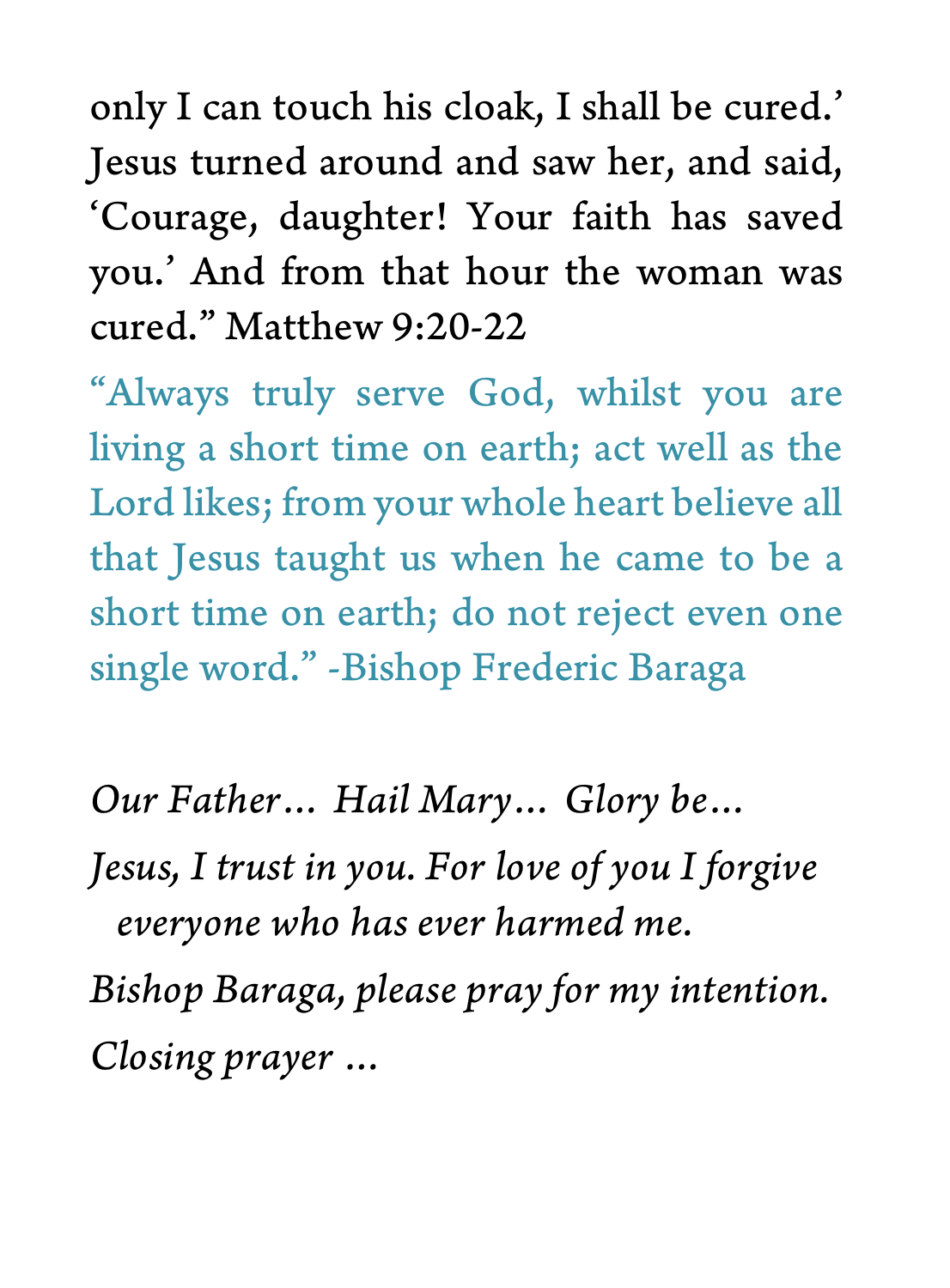only I can touch his cloak, I shall be cured.' Jesus turned around and saw her, and said, 'Courage, daughter! Your faith has saved you.' And from that hour the woman was cured." Matthew 9:20-22

"Always truly serve God, whilst you are living a short time on earth; act well as the Lord likes; from your whole heart believe all that Jesus taught us when he came to be a short time on earth; do not reject even one single word." -Bishop Frederic Baraga

*Our Father… Hail Mary… Glory be…*

*Jesus, I trust in you. For love of you I forgive everyone who has ever harmed me.*

*Bishop Baraga, please pray for my intention.*

*Closing prayer …*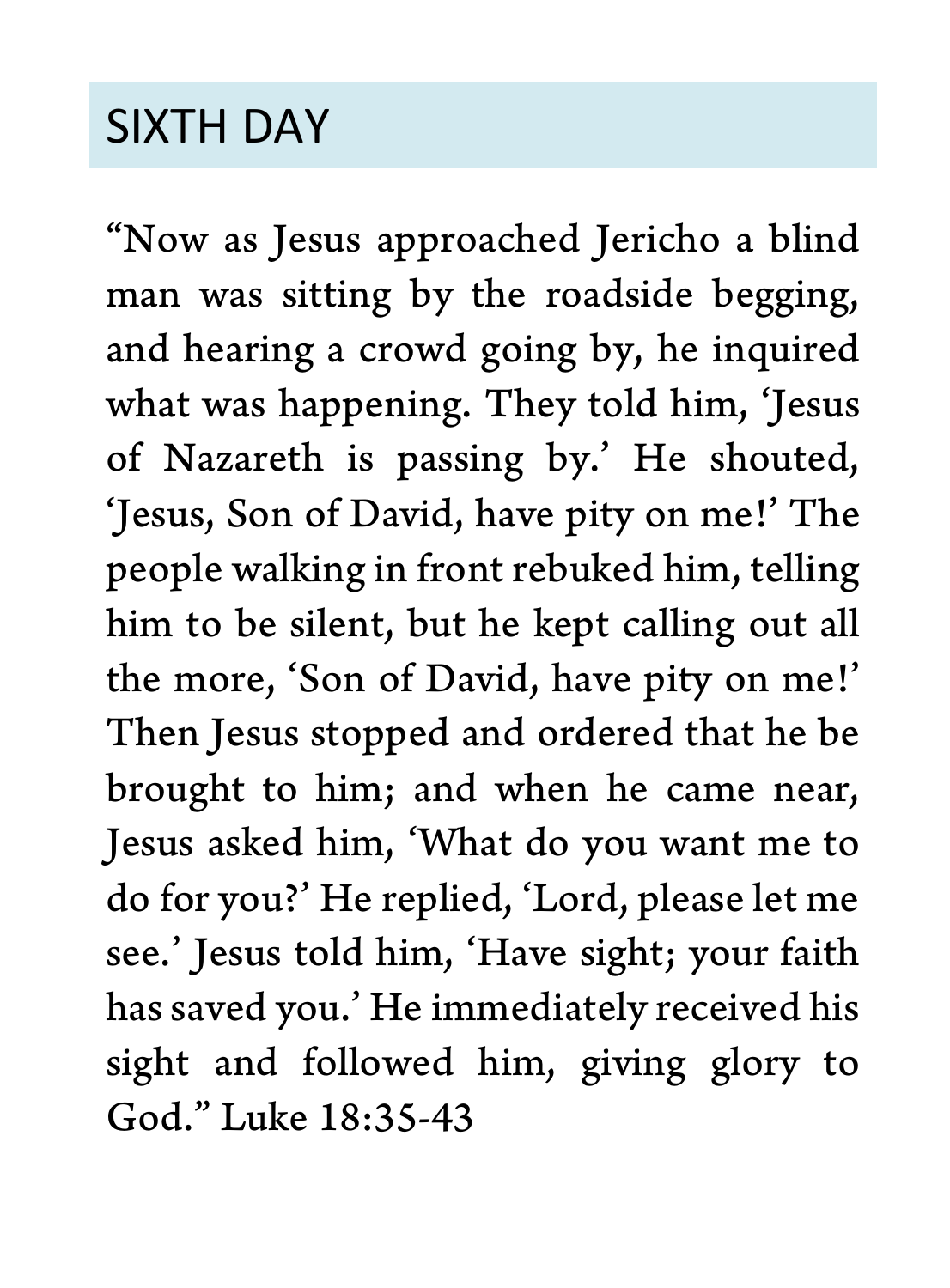## SIXTH DAY

"Now as Jesus approached Jericho a blind man was sitting by the roadside begging, and hearing a crowd going by, he inquired what was happening. They told him, 'Jesus of Nazareth is passing by.' He shouted, 'Jesus, Son of David, have pity on me!' The people walking in front rebuked him, telling him to be silent, but he kept calling out all the more, 'Son of David, have pity on me!' Then Jesus stopped and ordered that he be brought to him; and when he came near, Jesus asked him, 'What do you want me to do for you?' He replied, 'Lord, please let me see.' Jesus told him, 'Have sight; your faith has saved you.' He immediately received his sight and followed him, giving glory to God." Luke 18:35-43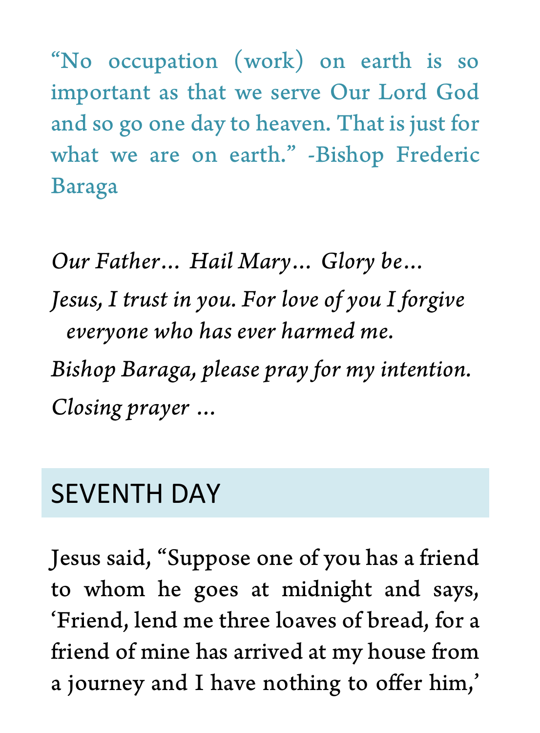"No occupation (work) on earth is so important as that we serve Our Lord God and so go one day to heaven. That is just for what we are on earth." -Bishop Frederic Baraga

*Our Father… Hail Mary… Glory be…*

*Jesus, I trust in you. For love of you I forgive everyone who has ever harmed me.*

*Bishop Baraga, please pray for my intention.*

*Closing prayer …*

## SEVENTH DAY

Jesus said, "Suppose one of you has a friend to whom he goes at midnight and says, 'Friend, lend me three loaves of bread, for a friend of mine has arrived at my house from a journey and I have nothing to offer him,'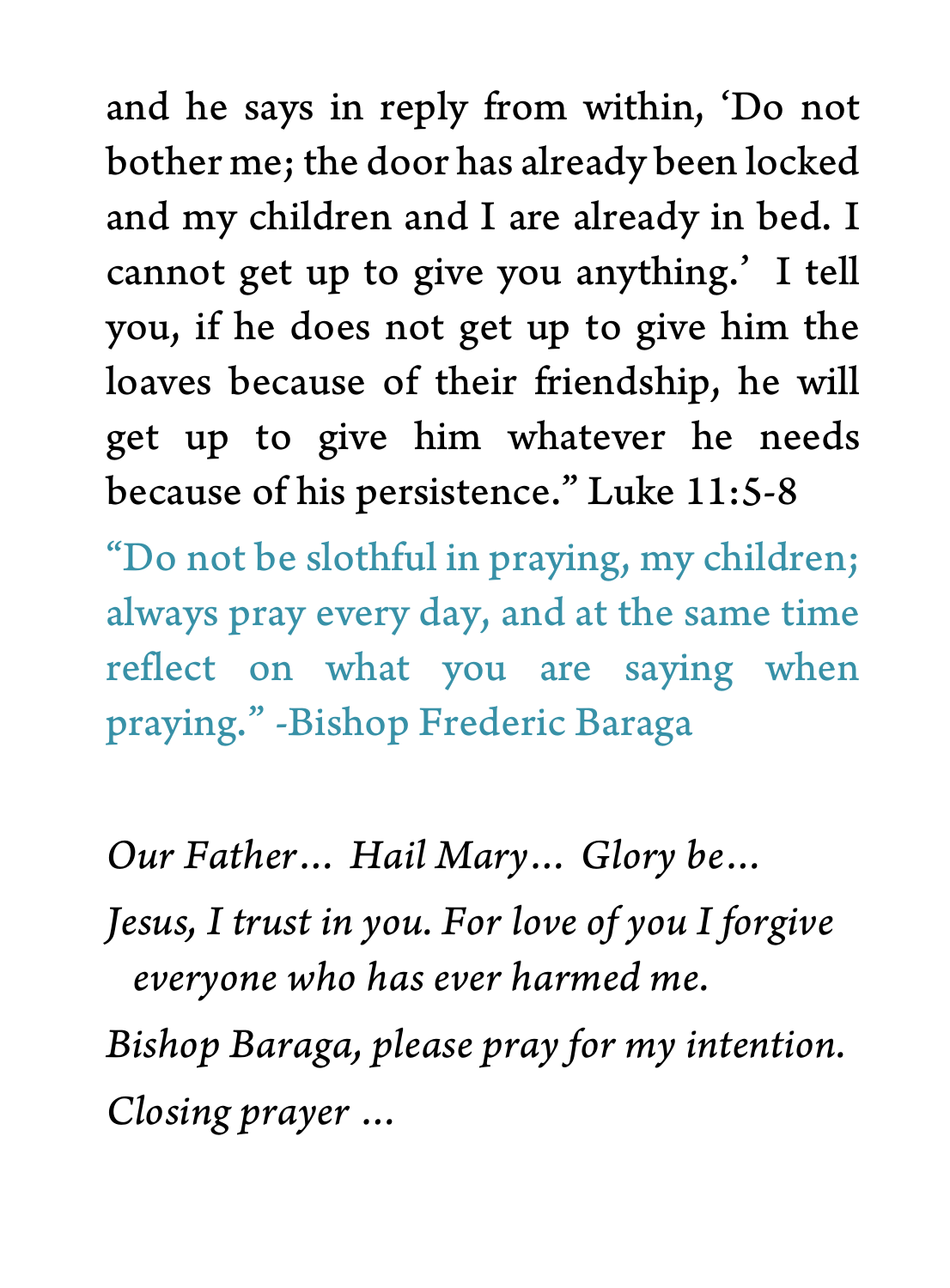and he says in reply from within, 'Do not bother me; the door has already been locked and my children and I are already in bed. I cannot get up to give you anything.' I tell you, if he does not get up to give him the loaves because of their friendship, he will get up to give him whatever he needs because of his persistence." Luke 11:5-8

"Do not be slothful in praying, my children; always pray every day, and at the same time reflect on what you are saying when praying." -Bishop Frederic Baraga

*Our Father… Hail Mary… Glory be…*

*Jesus, I trust in you. For love of you I forgive everyone who has ever harmed me.*

*Bishop Baraga, please pray for my intention.*

*Closing prayer …*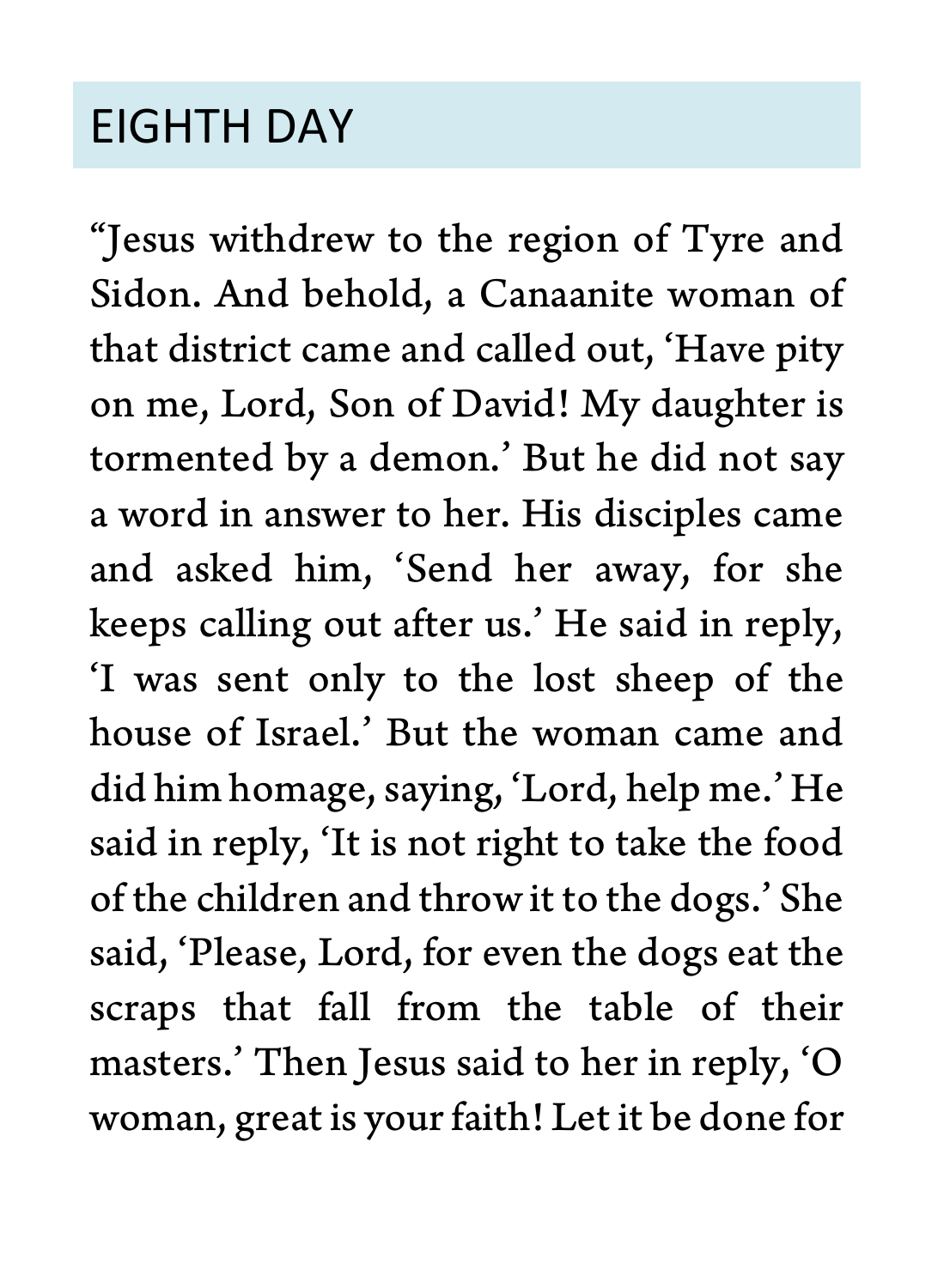## EIGHTH DAY

"Jesus withdrew to the region of Tyre and Sidon. And behold, a Canaanite woman of that district came and called out, 'Have pity on me, Lord, Son of David! My daughter is tormented by a demon.' But he did not say a word in answer to her. His disciples came and asked him, 'Send her away, for she keeps calling out after us.' He said in reply, 'I was sent only to the lost sheep of the house of Israel.' But the woman came and did him homage, saying, 'Lord, help me.' He said in reply, 'It is not right to take the food of the children and throw it to the dogs.' She said, 'Please, Lord, for even the dogs eat the scraps that fall from the table of their masters.' Then Jesus said to her in reply, 'O woman, great is your faith! Let it be done for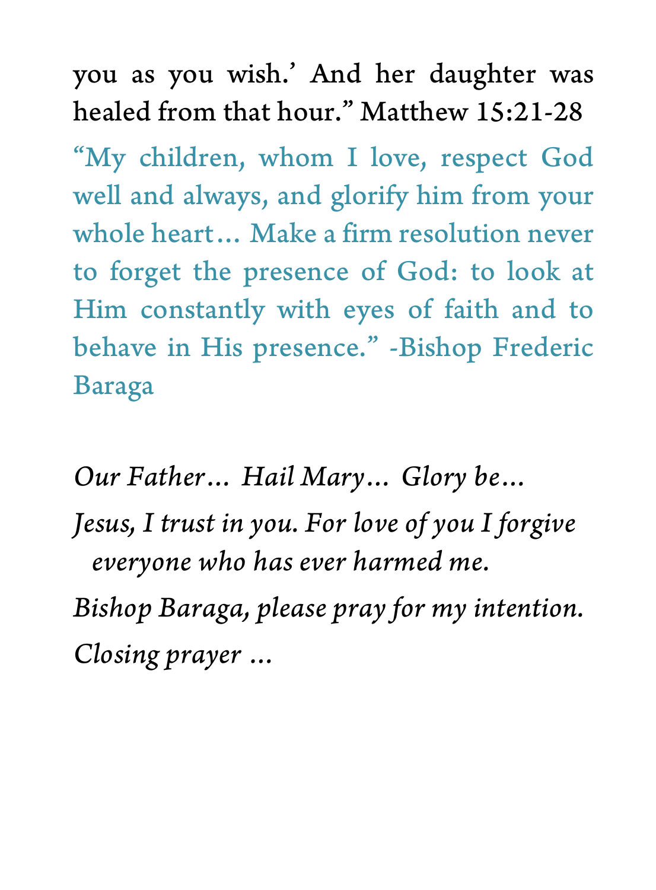you as you wish.' And her daughter was healed from that hour." Matthew 15:21-28

"My children, whom I love, respect God well and always, and glorify him from your whole heart… Make a firm resolution never to forget the presence of God: to look at Him constantly with eyes of faith and to behave in His presence." -Bishop Frederic Baraga

*Our Father… Hail Mary… Glory be…*

*Jesus, I trust in you. For love of you I forgive everyone who has ever harmed me.*

*Bishop Baraga, please pray for my intention.*

*Closing prayer …*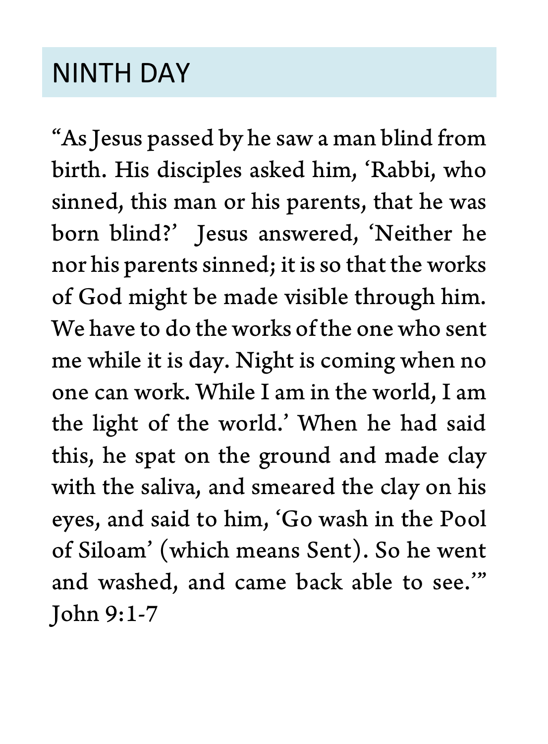## NINTH DAY

"As Jesus passed by he saw a man blind from birth. His disciples asked him, 'Rabbi, who sinned, this man or his parents, that he was born blind?' Jesus answered, 'Neither he nor his parents sinned; it is so that the works of God might be made visible through him. We have to do the works of the one who sent me while it is day. Night is coming when no one can work. While I am in the world, I am the light of the world.' When he had said this, he spat on the ground and made clay with the saliva, and smeared the clay on his eyes, and said to him, 'Go wash in the Pool of Siloam' (which means Sent). So he went and washed, and came back able to see.'" John 9:1-7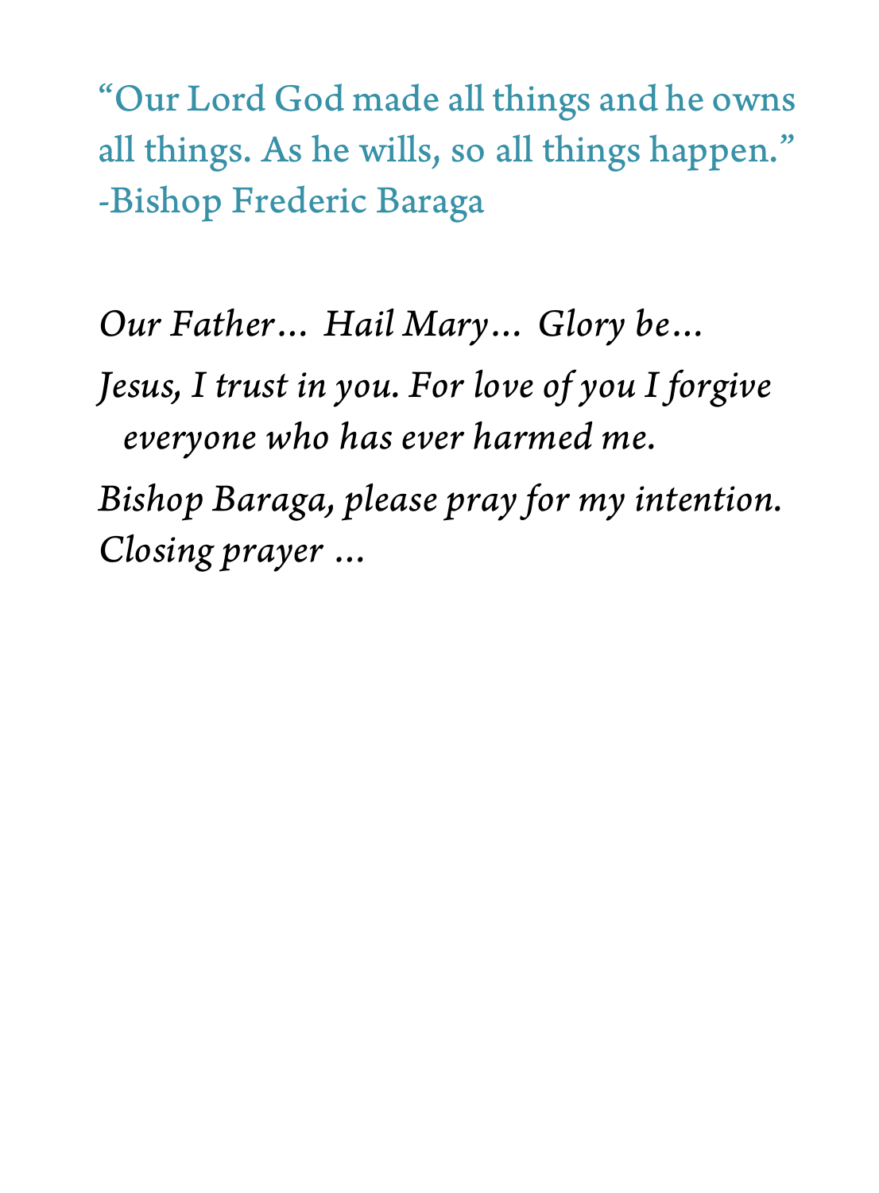“Our Lord God made all things and he owns all things. As he wills, so all things happen.”
-Bishop Frederic Baraga

*Our Father… Hail Mary… Glory be…*

*Jesus, I trust in you. For love of you I forgive everyone who has ever harmed me.*

*Bishop Baraga, please pray for my intention.*
*Closing prayer …*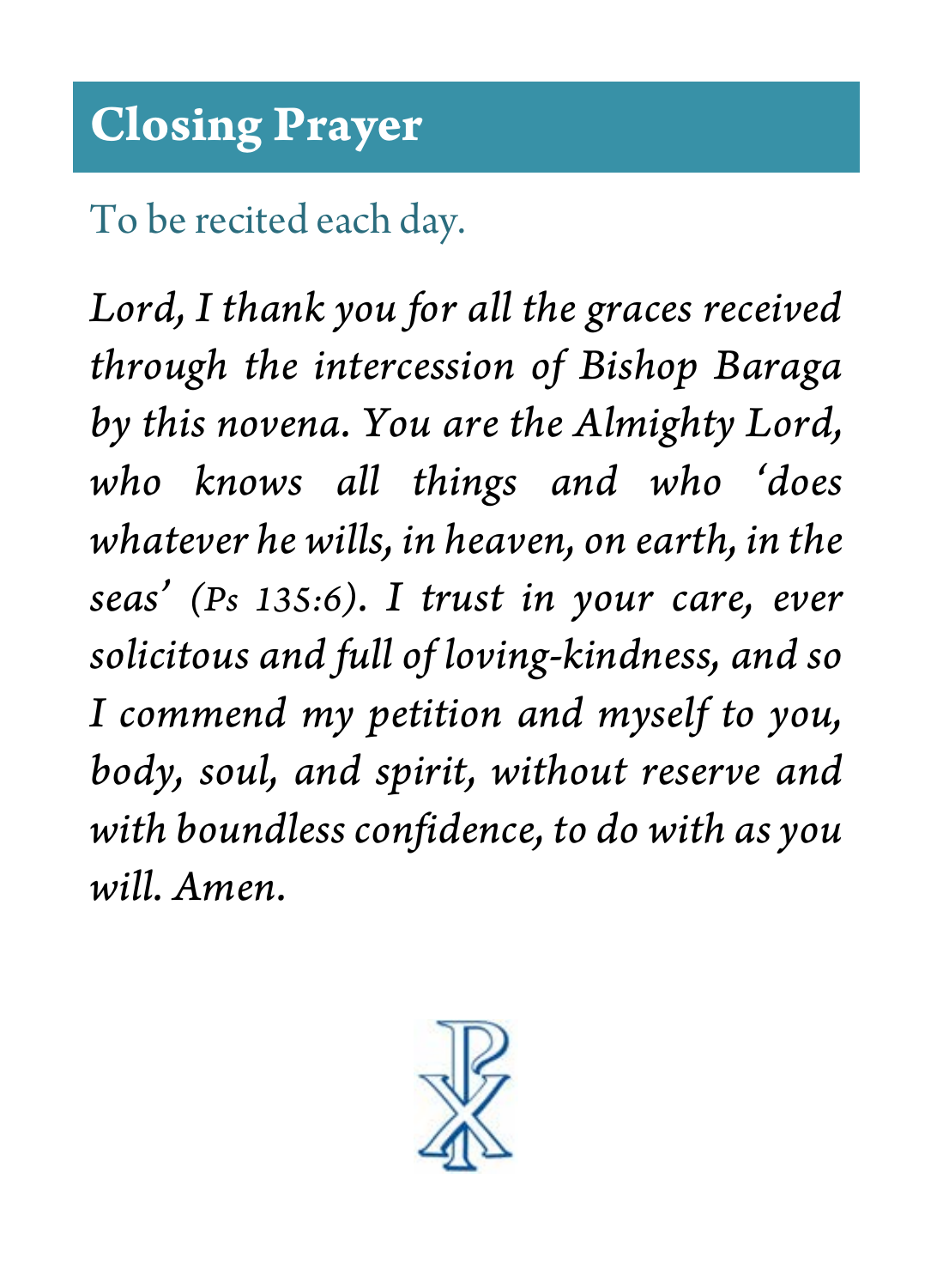## Closing Prayer

To be recited each day.

*Lord, I thank you for all the graces received through the intercession of Bishop Baraga by this novena. You are the Almighty Lord, who knows all things and who 'does whatever he wills, in heaven, on earth, in the seas' (Ps 135:6). I trust in your care, ever solicitous and full of loving-kindness, and so I commend my petition and myself to you, body, soul, and spirit, without reserve and with boundless confidence, to do with as you will. Amen.*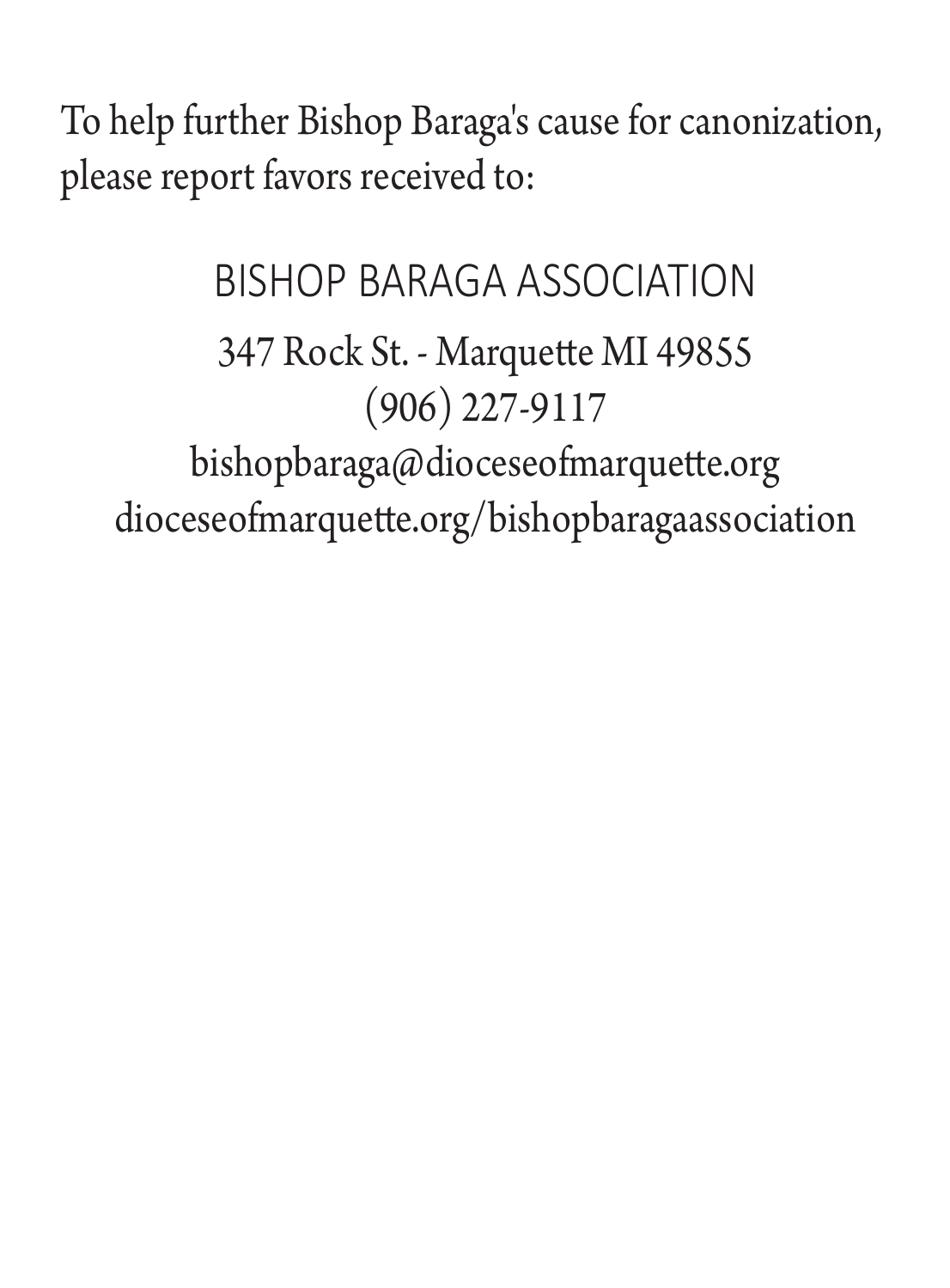To help further Bishop Baraga's cause for canonization, please report favors received to:

BISHOP BARAGA ASSOCIATION

347 Rock St. - Marquette MI 49855
(906) 227-9117
bishopbaraga@dioceseofmarquette.org
dioceseofmarquette.org/bishopbaragaassociation